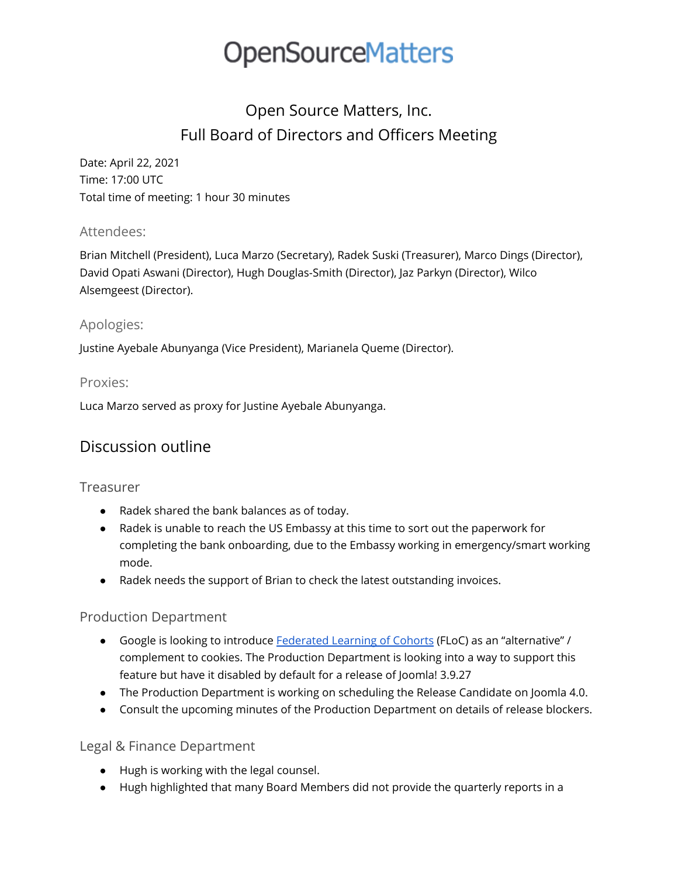# OpenSourceMatters

## Open Source Matters, Inc.
## Full Board of Directors and Officers Meeting

Date: April 22, 2021
Time: 17:00 UTC
Total time of meeting: 1 hour 30 minutes

### Attendees:

Brian Mitchell (President), Luca Marzo (Secretary), Radek Suski (Treasurer), Marco Dings (Director), David Opati Aswani (Director), Hugh Douglas-Smith (Director), Jaz Parkyn (Director), Wilco Alsemgeest (Director).

### Apologies:

Justine Ayebale Abunyanga (Vice President), Marianela Queme (Director).

### Proxies:

Luca Marzo served as proxy for Justine Ayebale Abunyanga.

## Discussion outline

### Treasurer

- Radek shared the bank balances as of today.
- Radek is unable to reach the US Embassy at this time to sort out the paperwork for completing the bank onboarding, due to the Embassy working in emergency/smart working mode.
- Radek needs the support of Brian to check the latest outstanding invoices.

### Production Department

- Google is looking to introduce Federated Learning of Cohorts (FLoC) as an "alternative" / complement to cookies. The Production Department is looking into a way to support this feature but have it disabled by default for a release of Joomla! 3.9.27
- The Production Department is working on scheduling the Release Candidate on Joomla 4.0.
- Consult the upcoming minutes of the Production Department on details of release blockers.

### Legal & Finance Department

- Hugh is working with the legal counsel.
- Hugh highlighted that many Board Members did not provide the quarterly reports in a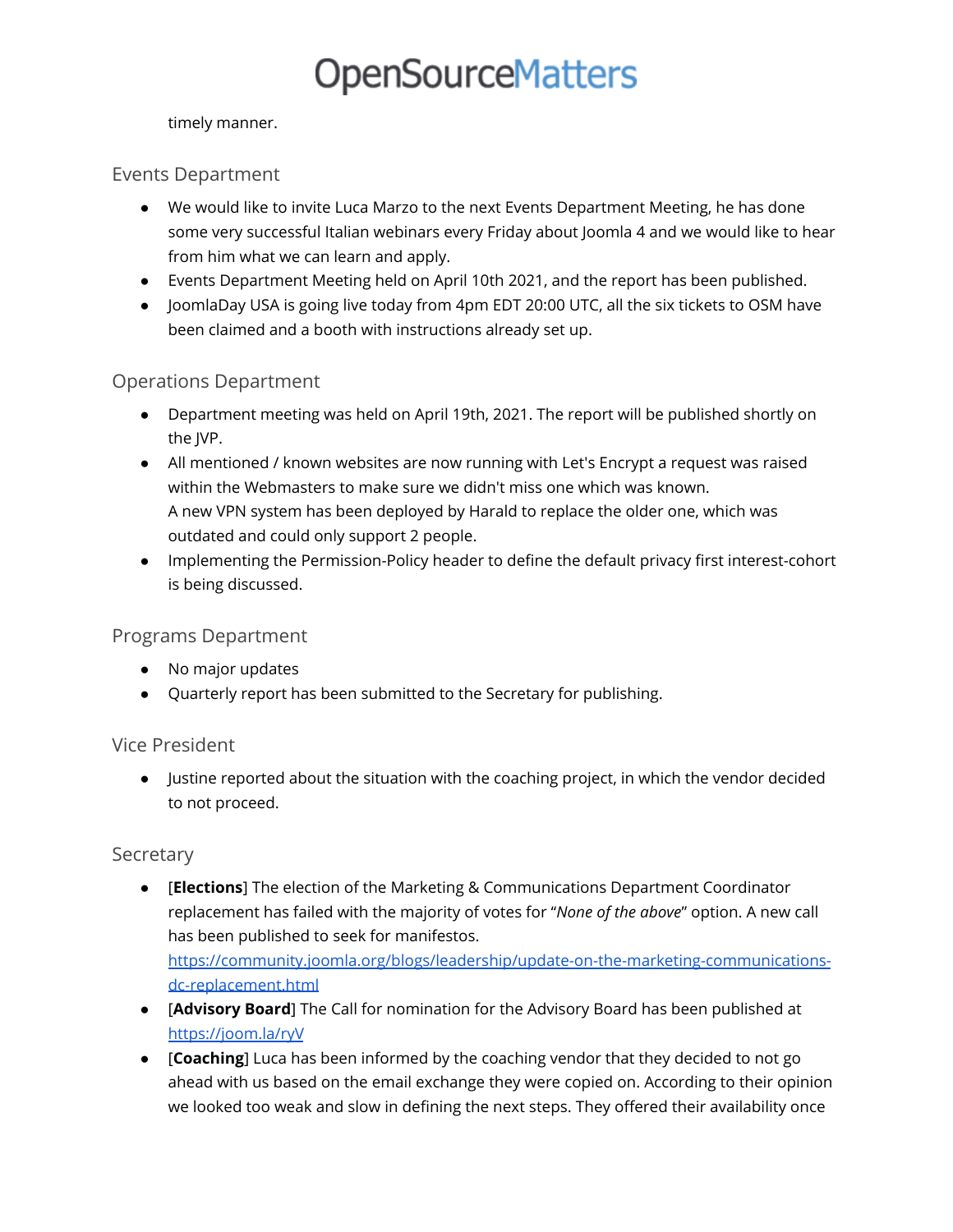timely manner.

## Events Department

- We would like to invite Luca Marzo to the next Events Department Meeting, he has done some very successful Italian webinars every Friday about Joomla 4 and we would like to hear from him what we can learn and apply.
- Events Department Meeting held on April 10th 2021, and the report has been published.
- JoomlaDay USA is going live today from 4pm EDT 20:00 UTC, all the six tickets to OSM have been claimed and a booth with instructions already set up.

## Operations Department

- Department meeting was held on April 19th, 2021. The report will be published shortly on the JVP.
- All mentioned / known websites are now running with Let's Encrypt a request was raised within the Webmasters to make sure we didn't miss one which was known.
  A new VPN system has been deployed by Harald to replace the older one, which was outdated and could only support 2 people.
- Implementing the Permission-Policy header to define the default privacy first interest-cohort is being discussed.

## Programs Department

- No major updates
- Quarterly report has been submitted to the Secretary for publishing.

## Vice President

- Justine reported about the situation with the coaching project, in which the vendor decided to not proceed.

## Secretary

- [**Elections**] The election of the Marketing & Communications Department Coordinator replacement has failed with the majority of votes for "*None of the above*" option. A new call has been published to seek for manifestos.
  https://community.joomla.org/blogs/leadership/update-on-the-marketing-communications-dc-replacement.html
- [**Advisory Board**] The Call for nomination for the Advisory Board has been published at https://joom.la/ryV
- [**Coaching**] Luca has been informed by the coaching vendor that they decided to not go ahead with us based on the email exchange they were copied on. According to their opinion we looked too weak and slow in defining the next steps. They offered their availability once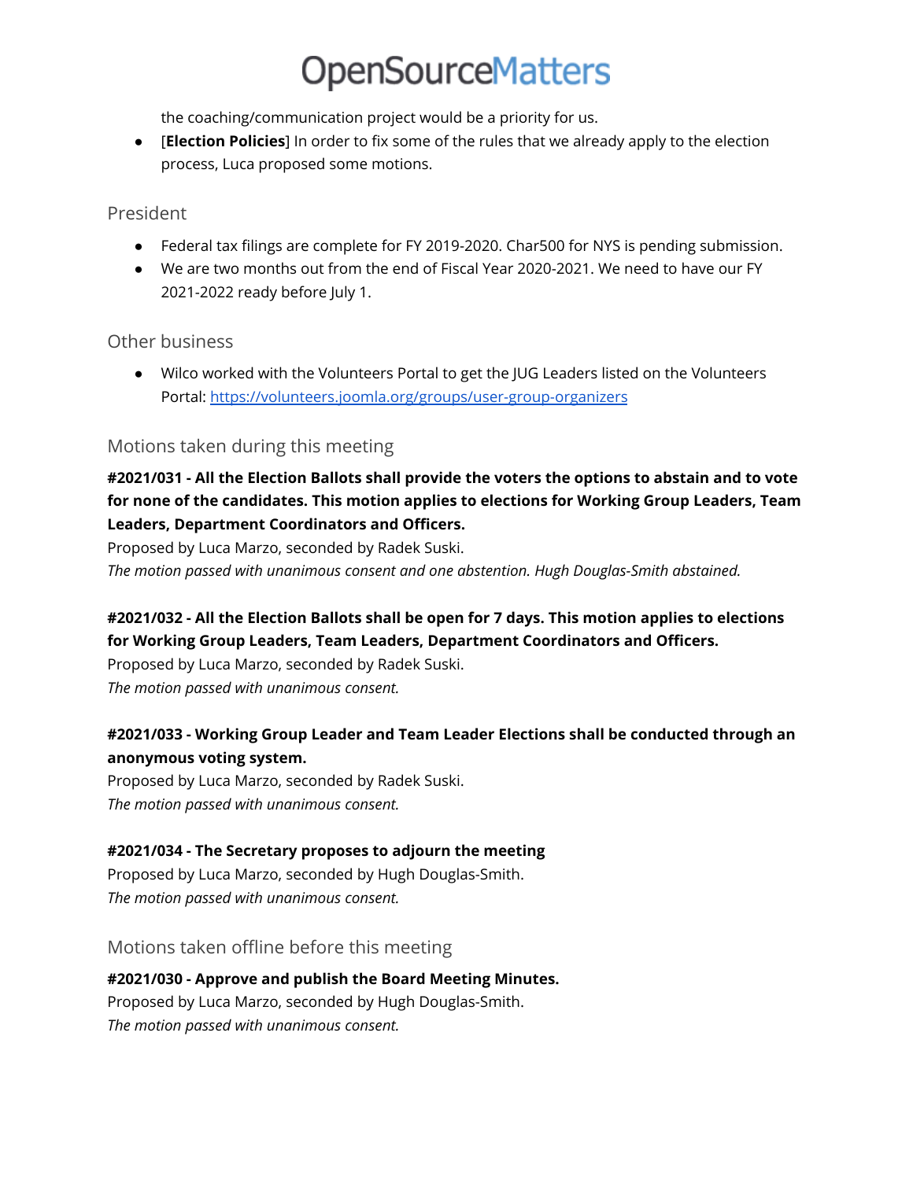the coaching/communication project would be a priority for us.

- [**Election Policies**] In order to fix some of the rules that we already apply to the election process, Luca proposed some motions.

### President

- Federal tax filings are complete for FY 2019-2020. Char500 for NYS is pending submission.
- We are two months out from the end of Fiscal Year 2020-2021. We need to have our FY 2021-2022 ready before July 1.

### Other business

- Wilco worked with the Volunteers Portal to get the JUG Leaders listed on the Volunteers Portal: [https://volunteers.joomla.org/groups/user-group-organizers](https://volunteers.joomla.org/groups/user-group-organizers)

### Motions taken during this meeting

**#2021/031 - All the Election Ballots shall provide the voters the options to abstain and to vote for none of the candidates. This motion applies to elections for Working Group Leaders, Team Leaders, Department Coordinators and Officers.**
Proposed by Luca Marzo, seconded by Radek Suski.
*The motion passed with unanimous consent and one abstention. Hugh Douglas-Smith abstained.*

**#2021/032 - All the Election Ballots shall be open for 7 days. This motion applies to elections for Working Group Leaders, Team Leaders, Department Coordinators and Officers.**
Proposed by Luca Marzo, seconded by Radek Suski.
*The motion passed with unanimous consent.*

**#2021/033 - Working Group Leader and Team Leader Elections shall be conducted through an anonymous voting system.**
Proposed by Luca Marzo, seconded by Radek Suski.
*The motion passed with unanimous consent.*

**#2021/034 - The Secretary proposes to adjourn the meeting**
Proposed by Luca Marzo, seconded by Hugh Douglas-Smith.
*The motion passed with unanimous consent.*

### Motions taken offline before this meeting

**#2021/030 - Approve and publish the Board Meeting Minutes.**
Proposed by Luca Marzo, seconded by Hugh Douglas-Smith.
*The motion passed with unanimous consent.*